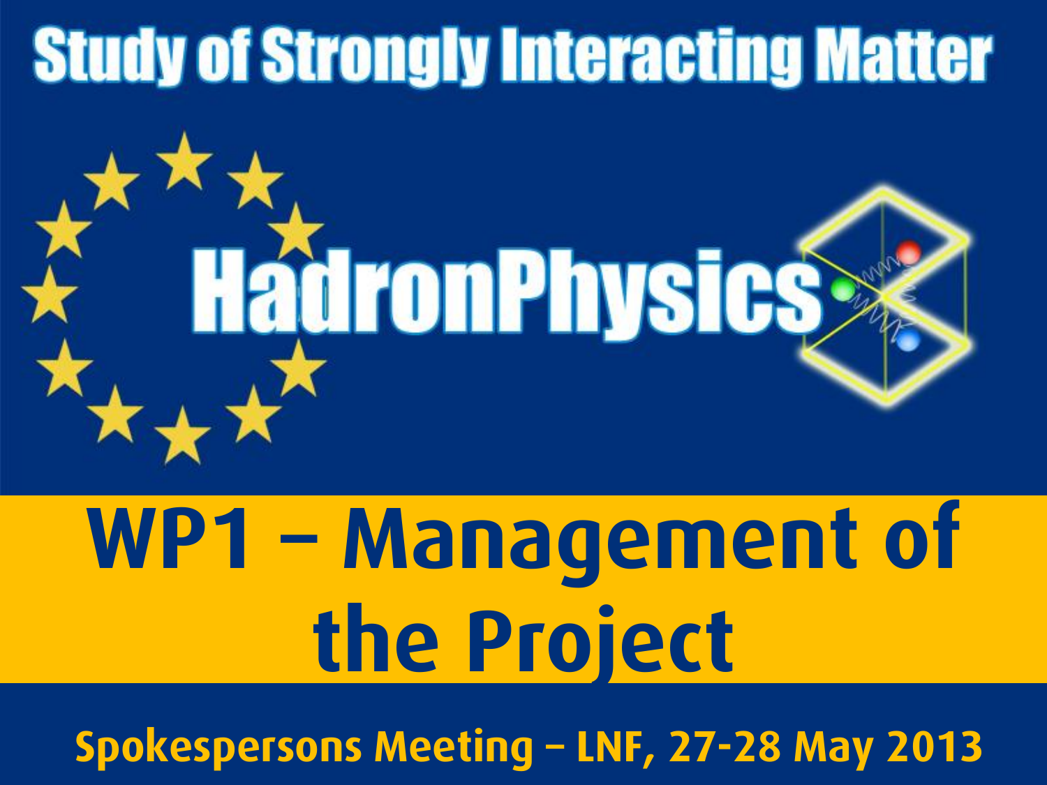# Study of Strongly Interacting Matter

HadronPhysics3

# WP1 – Management of the Project

Spokespersons Meeting – LNF, 27-28 May 2013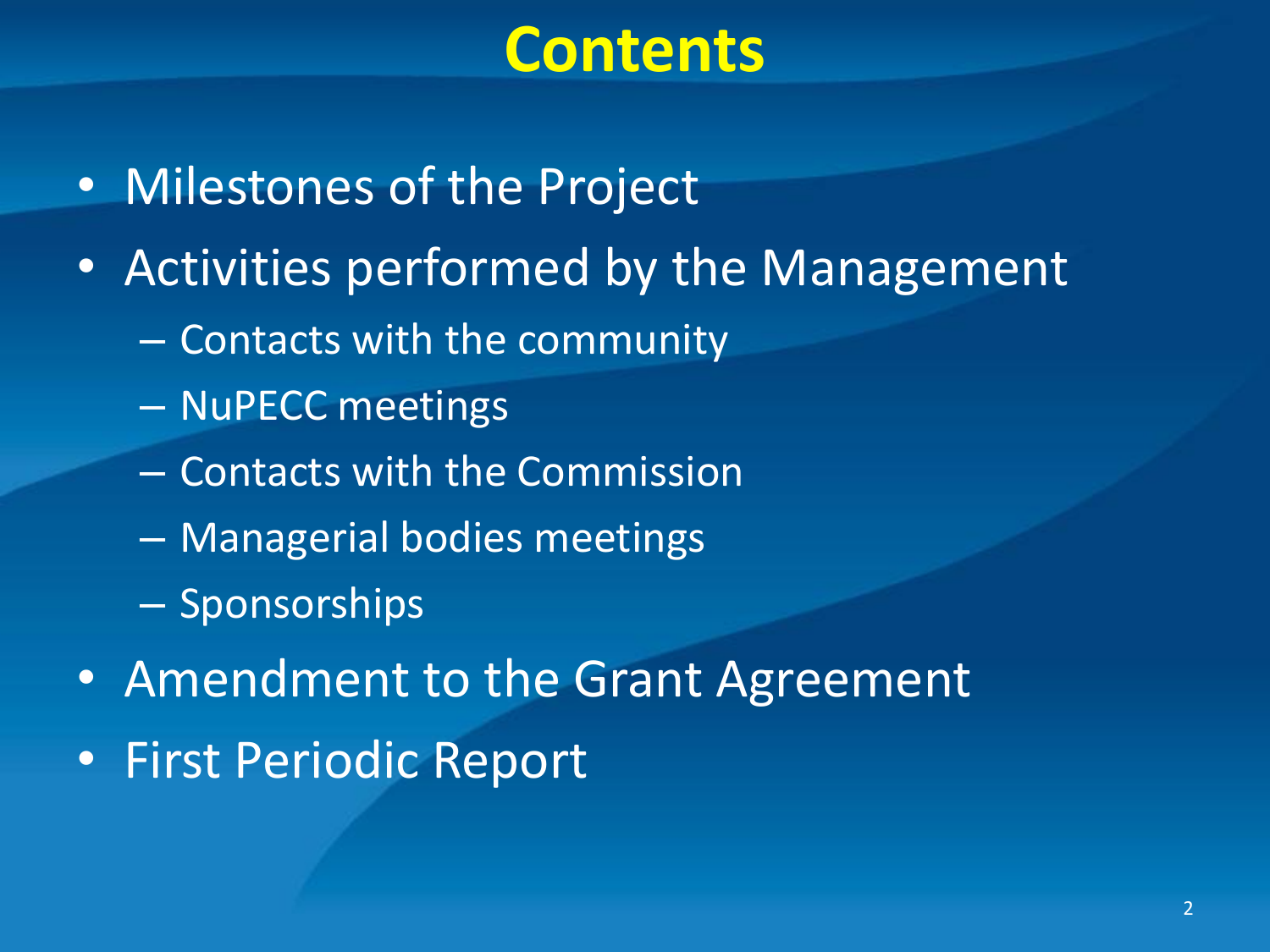# Contents

- Milestones of the Project
- Activities performed by the Management
  - Contacts with the community
  - NuPECC meetings
  - Contacts with the Commission
  - Managerial bodies meetings
  - Sponsorships
- Amendment to the Grant Agreement
- First Periodic Report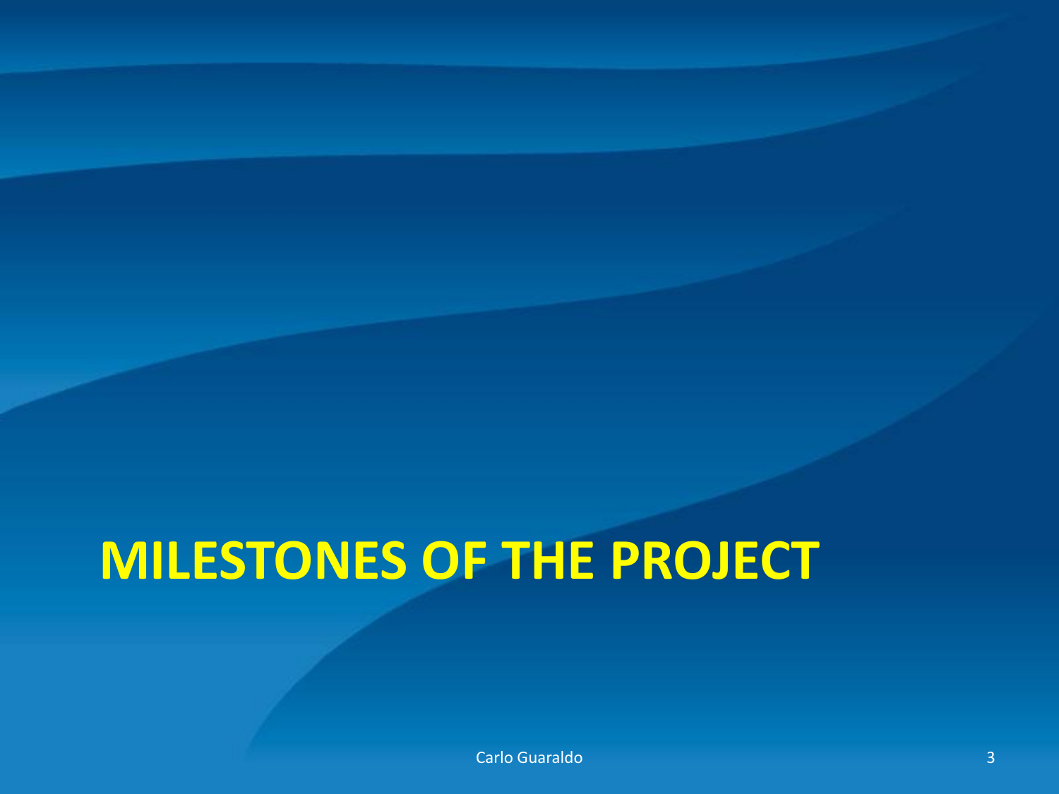# MILESTONES OF THE PROJECT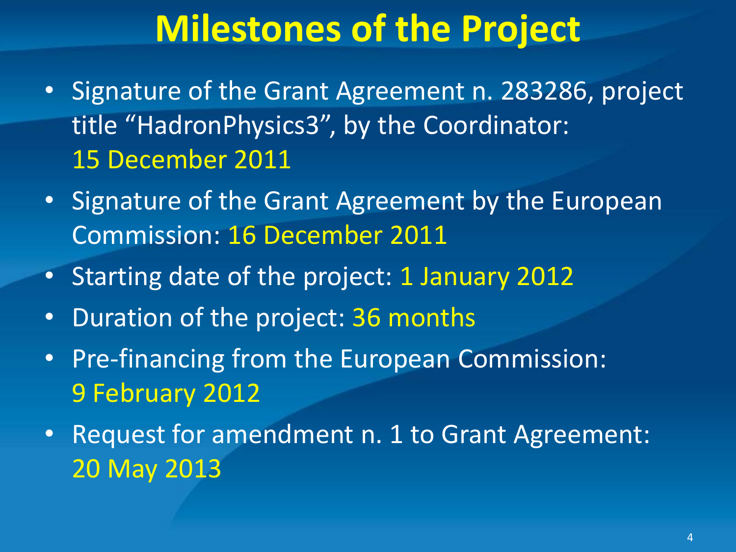# Milestones of the Project

- Signature of the Grant Agreement n. 283286, project title “HadronPhysics3”, by the Coordinator: 15 December 2011
- Signature of the Grant Agreement by the European Commission: 16 December 2011
- Starting date of the project: 1 January 2012
- Duration of the project: 36 months
- Pre-financing from the European Commission: 9 February 2012
- Request for amendment n. 1 to Grant Agreement: 20 May 2013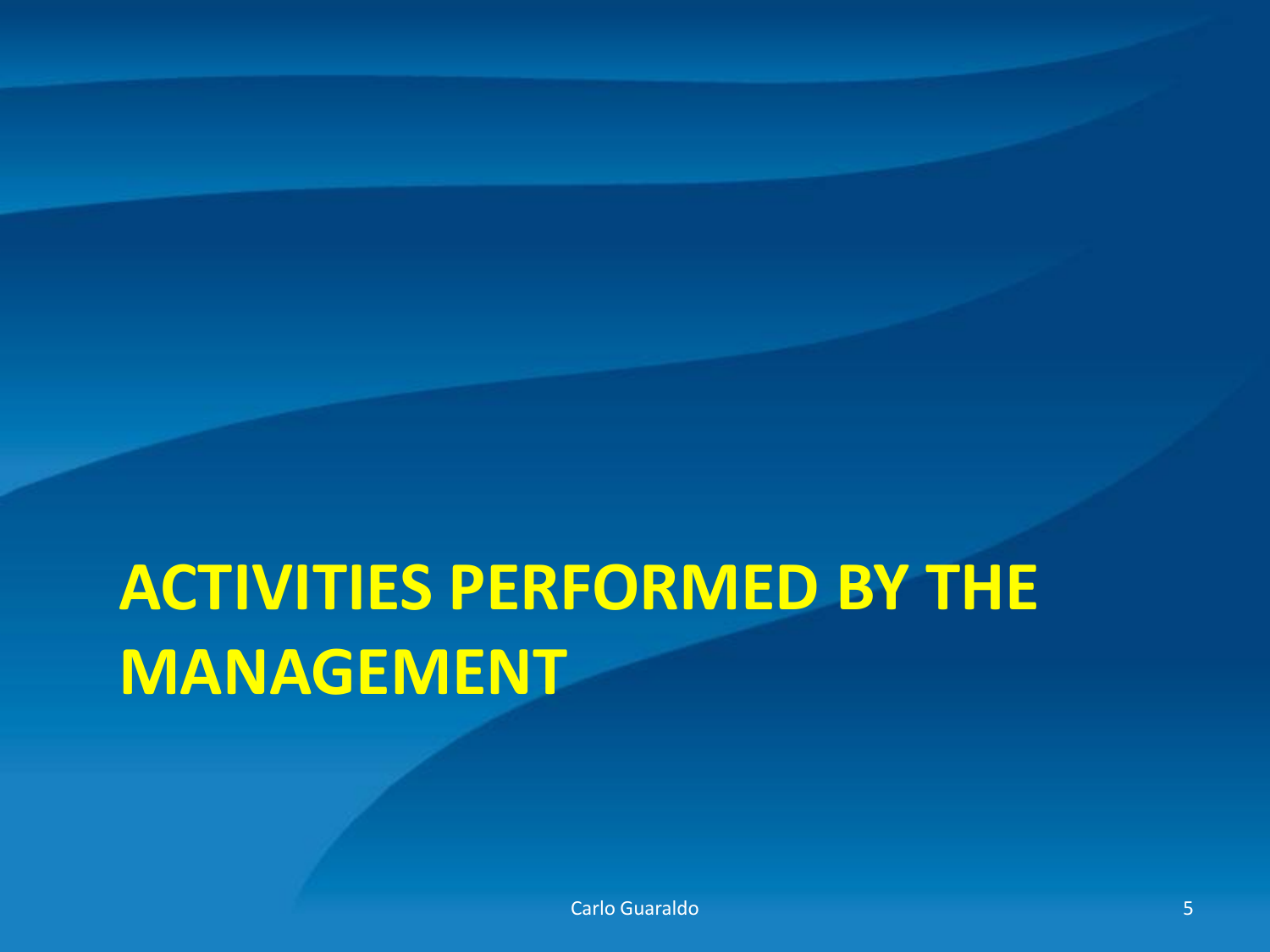# ACTIVITIES PERFORMED BY THE MANAGEMENT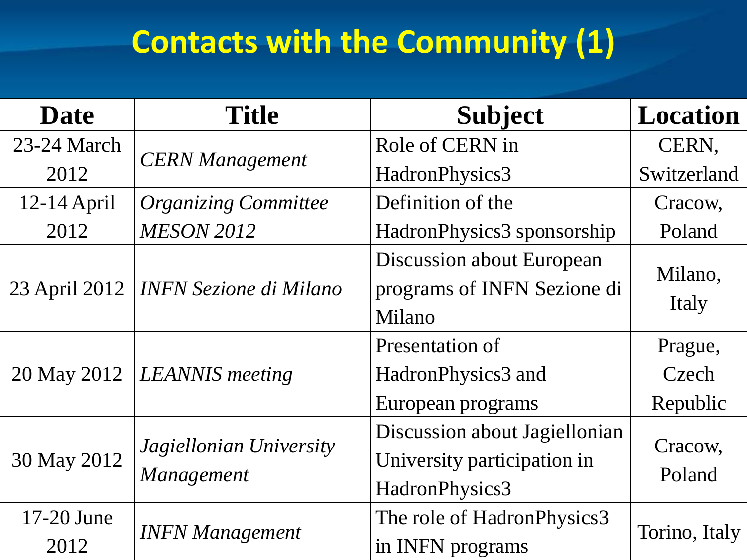# Contacts with the Community (1)

| Date | Title | Subject | Location |
|---|---|---|---|
| 23-24 March 2012 | *CERN Management* | Role of CERN in HadronPhysics3 | CERN, Switzerland |
| 12-14 April 2012 | *Organizing Committee MESON 2012* | Definition of the HadronPhysics3 sponsorship | Cracow, Poland |
| 23 April 2012 | *INFN Sezione di Milano* | Discussion about European programs of INFN Sezione di Milano | Milano, Italy |
| 20 May 2012 | *LEANNIS meeting* | Presentation of HadronPhysics3 and European programs | Prague, Czech Republic |
| 30 May 2012 | *Jagiellonian University Management* | Discussion about Jagiellonian University participation in HadronPhysics3 | Cracow, Poland |
| 17-20 June 2012 | *INFN Management* | The role of HadronPhysics3 in INFN programs | Torino, Italy |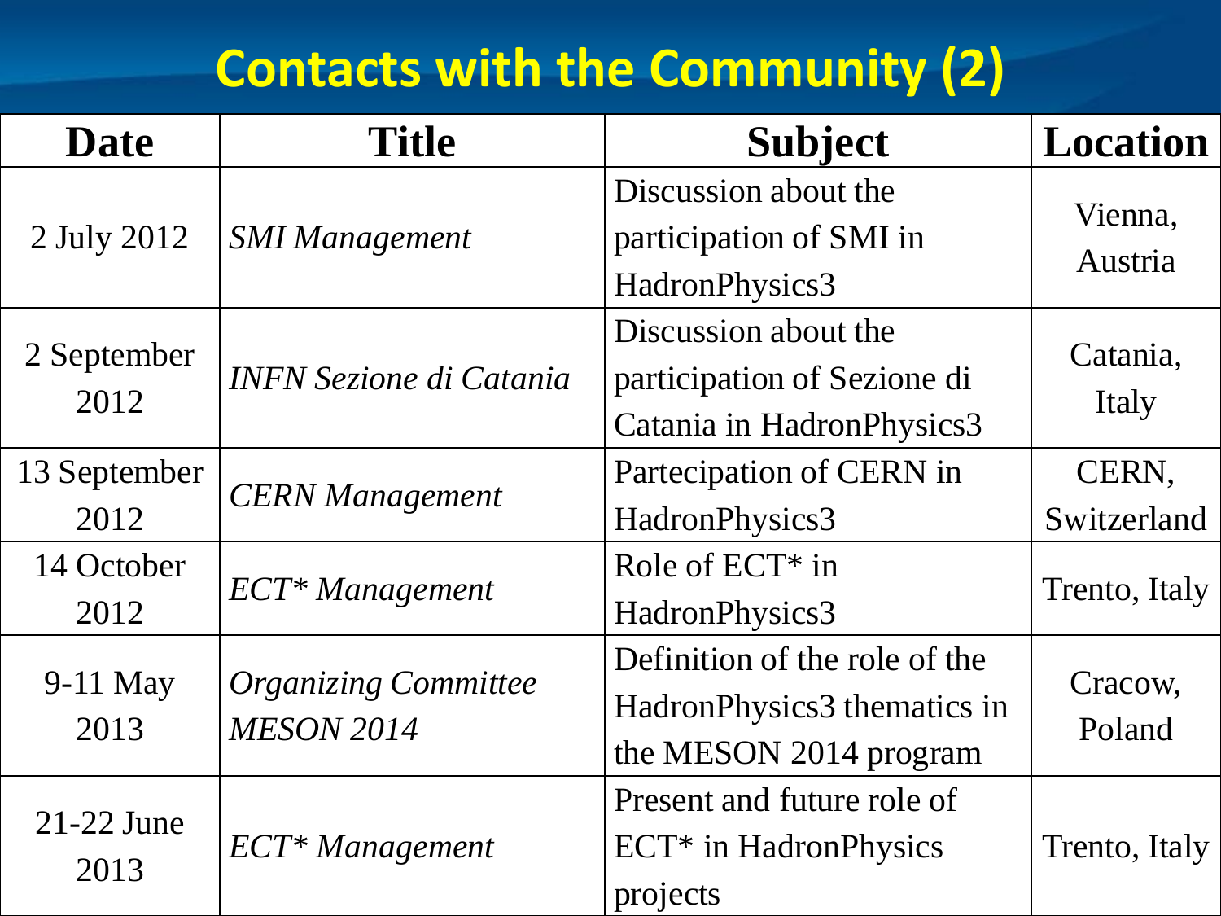# Contacts with the Community (2)

| Date | Title | Subject | Location |
|---|---|---|---|
| 2 July 2012 | *SMI Management* | Discussion about the participation of SMI in HadronPhysics3 | Vienna, Austria |
| 2 September 2012 | *INFN Sezione di Catania* | Discussion about the participation of Sezione di Catania in HadronPhysics3 | Catania, Italy |
| 13 September 2012 | *CERN Management* | Partecipation of CERN in HadronPhysics3 | CERN, Switzerland |
| 14 October 2012 | *ECT* Management* | Role of ECT* in HadronPhysics3 | Trento, Italy |
| 9-11 May 2013 | *Organizing Committee MESON 2014* | Definition of the role of the HadronPhysics3 thematics in the MESON 2014 program | Cracow, Poland |
| 21-22 June 2013 | *ECT* Management* | Present and future role of ECT* in HadronPhysics projects | Trento, Italy |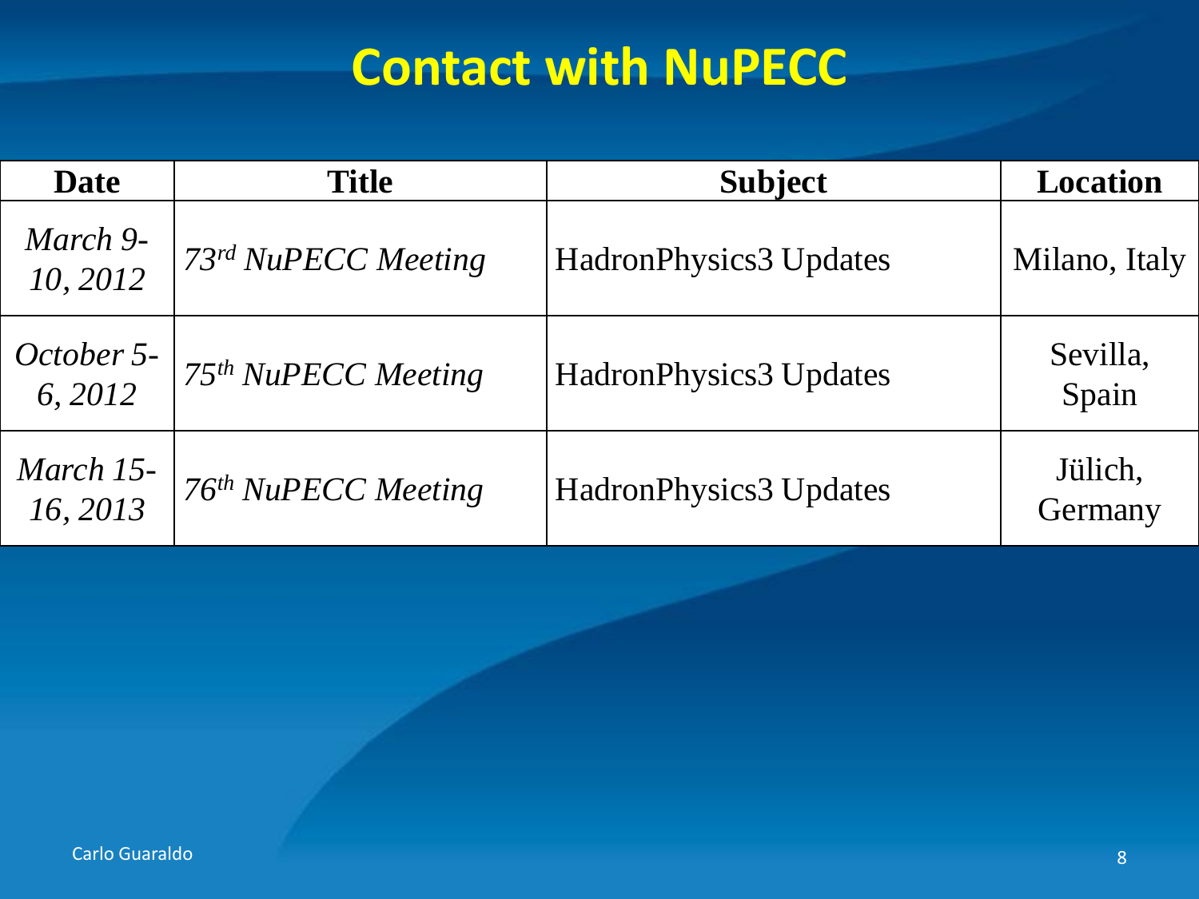# Contact with NuPECC

| Date | Title | Subject | Location |
|---|---|---|---|
| *March 9-10, 2012* | *73rd NuPECC Meeting* | HadronPhysics3 Updates | Milano, Italy |
| *October 5-6, 2012* | *75th NuPECC Meeting* | HadronPhysics3 Updates | Sevilla, Spain |
| *March 15-16, 2013* | *76th NuPECC Meeting* | HadronPhysics3 Updates | Jülich, Germany |

Carlo Guaraldo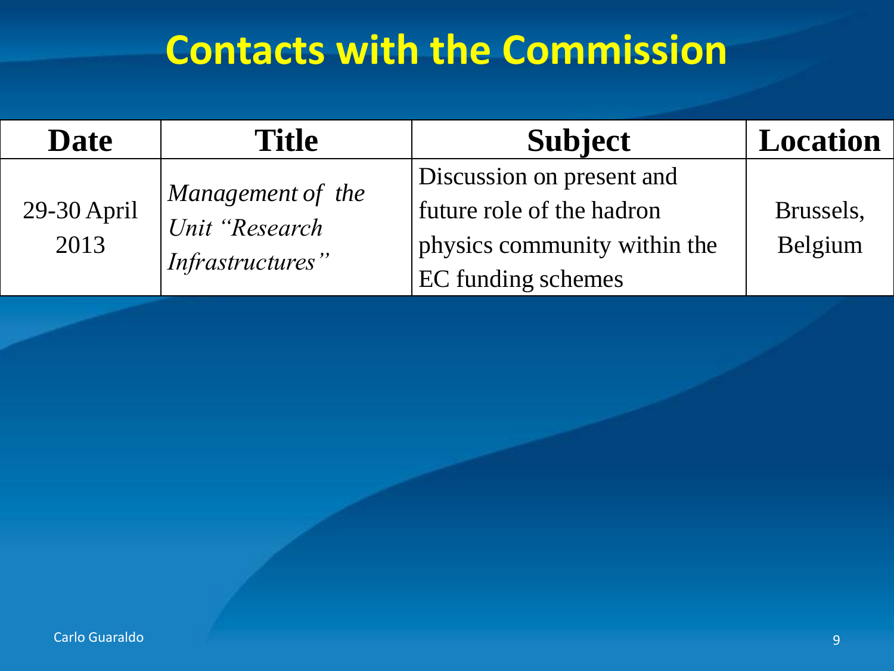# Contacts with the Commission

| Date | Title | Subject | Location |
|---|---|---|---|
| 29-30 April 2013 | *Management of the Unit “Research Infrastructures”* | Discussion on present and future role of the hadron physics community within the EC funding schemes | Brussels, Belgium |

Carlo Guaraldo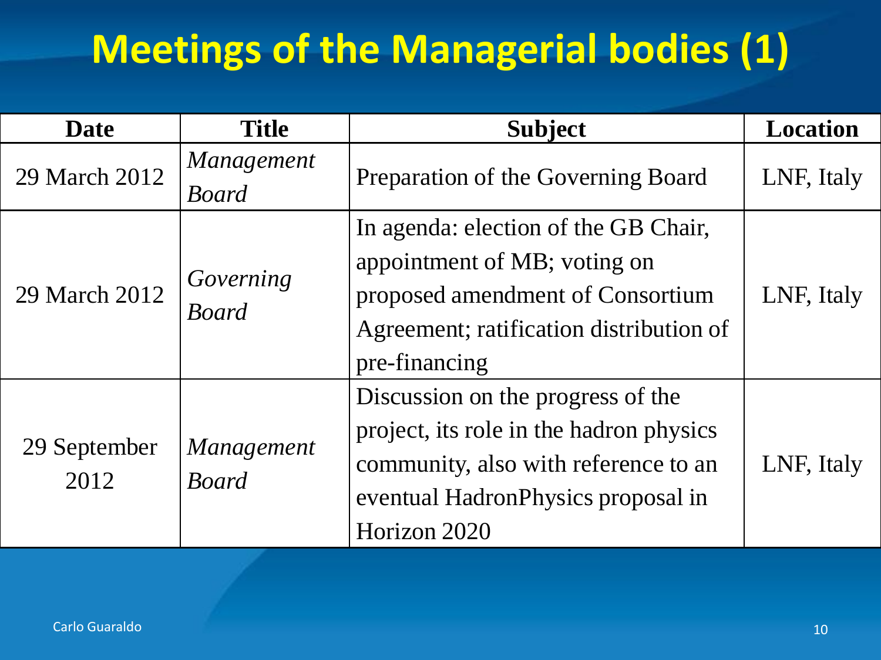# Meetings of the Managerial bodies (1)

| Date | Title | Subject | Location |
| --- | --- | --- | --- |
| 29 March 2012 | *Management Board* | Preparation of the Governing Board | LNF, Italy |
| 29 March 2012 | *Governing Board* | In agenda: election of the GB Chair, appointment of MB; voting on proposed amendment of Consortium Agreement; ratification distribution of pre-financing | LNF, Italy |
| 29 September 2012 | *Management Board* | Discussion on the progress of the project, its role in the hadron physics community, also with reference to an eventual HadronPhysics proposal in Horizon 2020 | LNF, Italy |

Carlo Guaraldo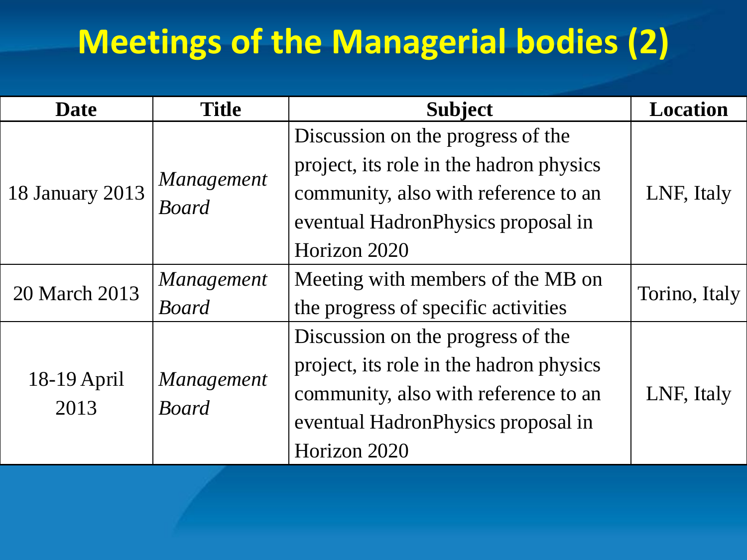# Meetings of the Managerial bodies (2)

| Date | Title | Subject | Location |
|---|---|---|---|
| 18 January 2013 | *Management Board* | Discussion on the progress of the project, its role in the hadron physics community, also with reference to an eventual HadronPhysics proposal in Horizon 2020 | LNF, Italy |
| 20 March 2013 | *Management Board* | Meeting with members of the MB on the progress of specific activities | Torino, Italy |
| 18-19 April 2013 | *Management Board* | Discussion on the progress of the project, its role in the hadron physics community, also with reference to an eventual HadronPhysics proposal in Horizon 2020 | LNF, Italy |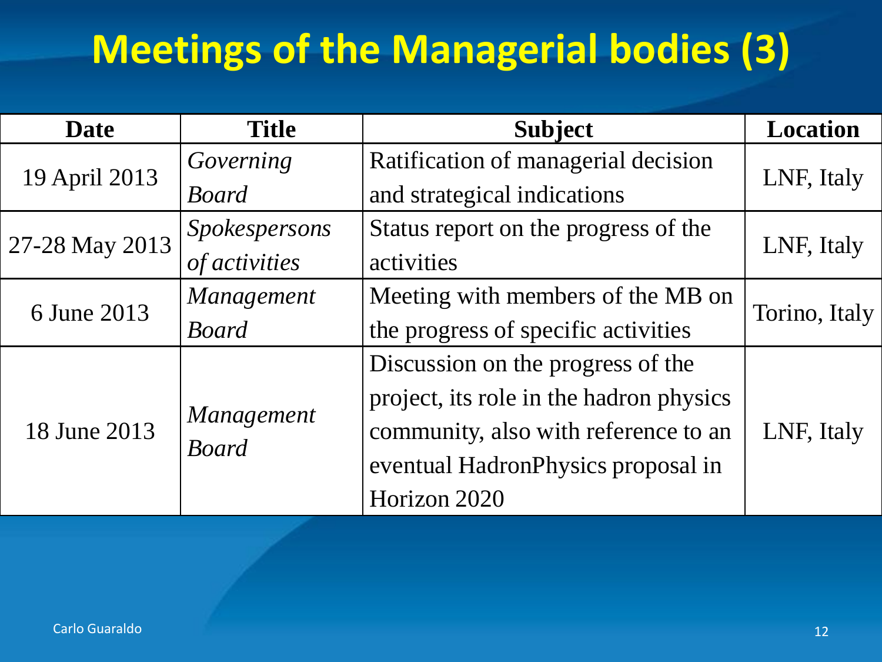# Meetings of the Managerial bodies (3)

| Date | Title | Subject | Location |
|---|---|---|---|
| 19 April 2013 | *Governing Board* | Ratification of managerial decision and strategical indications | LNF, Italy |
| 27-28 May 2013 | *Spokespersons of activities* | Status report on the progress of the activities | LNF, Italy |
| 6 June 2013 | *Management Board* | Meeting with members of the MB on the progress of specific activities | Torino, Italy |
| 18 June 2013 | *Management Board* | Discussion on the progress of the project, its role in the hadron physics community, also with reference to an eventual HadronPhysics proposal in Horizon 2020 | LNF, Italy |

Carlo Guaraldo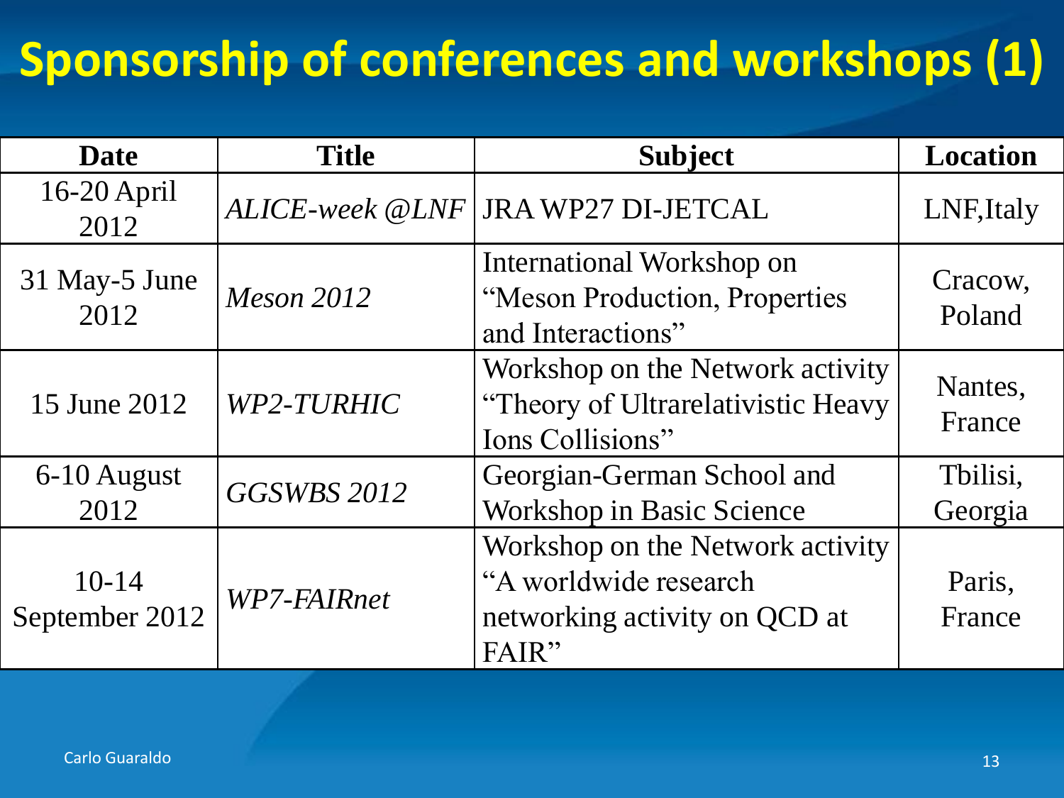# Sponsorship of conferences and workshops (1)

| Date | Title | Subject | Location |
|---|---|---|---|
| 16-20 April 2012 | *ALICE-week @LNF* | JRA WP27 DI-JETCAL | LNF,Italy |
| 31 May-5 June 2012 | *Meson 2012* | International Workshop on "Meson Production, Properties and Interactions" | Cracow, Poland |
| 15 June 2012 | *WP2-TURHIC* | Workshop on the Network activity "Theory of Ultrarelativistic Heavy Ions Collisions" | Nantes, France |
| 6-10 August 2012 | *GGSWBS 2012* | Georgian-German School and Workshop in Basic Science | Tbilisi, Georgia |
| 10-14 September 2012 | *WP7-FAIRnet* | Workshop on the Network activity "A worldwide research networking activity on QCD at FAIR" | Paris, France |

Carlo Guaraldo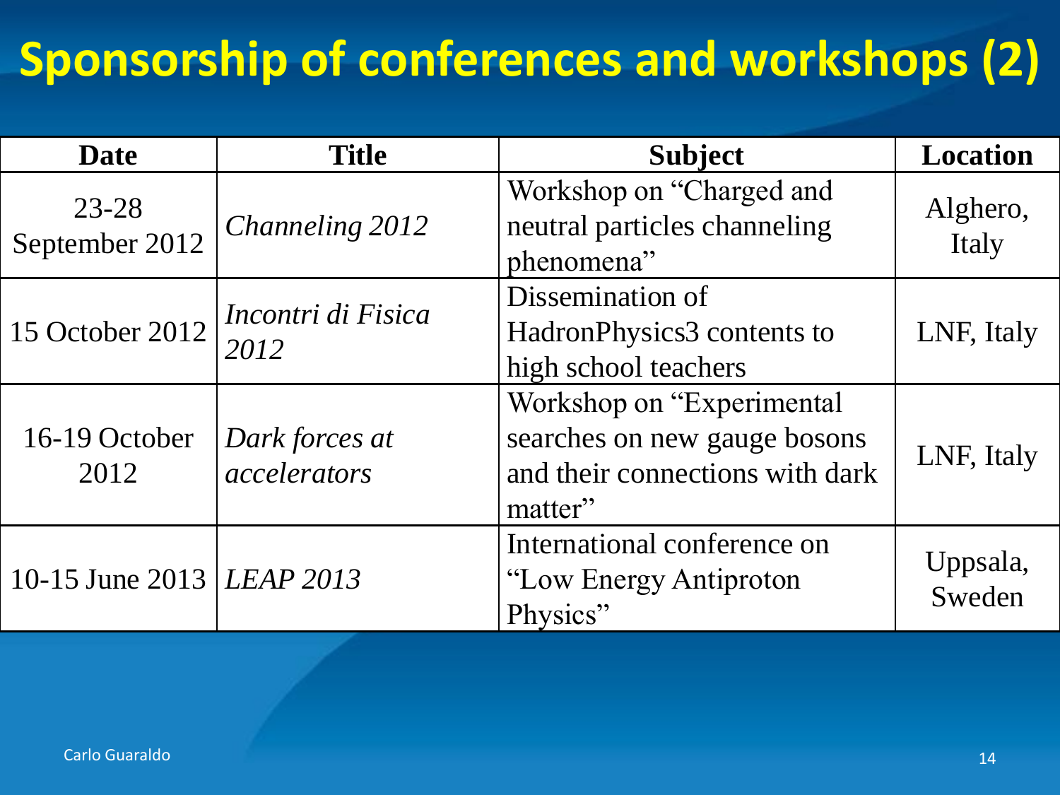# Sponsorship of conferences and workshops (2)

| Date | Title | Subject | Location |
|---|---|---|---|
| 23-28 September 2012 | *Channeling 2012* | Workshop on “Charged and neutral particles channeling phenomena” | Alghero, Italy |
| 15 October 2012 | *Incontri di Fisica 2012* | Dissemination of HadronPhysics3 contents to high school teachers | LNF, Italy |
| 16-19 October 2012 | *Dark forces at accelerators* | Workshop on “Experimental searches on new gauge bosons and their connections with dark matter” | LNF, Italy |
| 10-15 June 2013 | *LEAP 2013* | International conference on “Low Energy Antiproton Physics” | Uppsala, Sweden |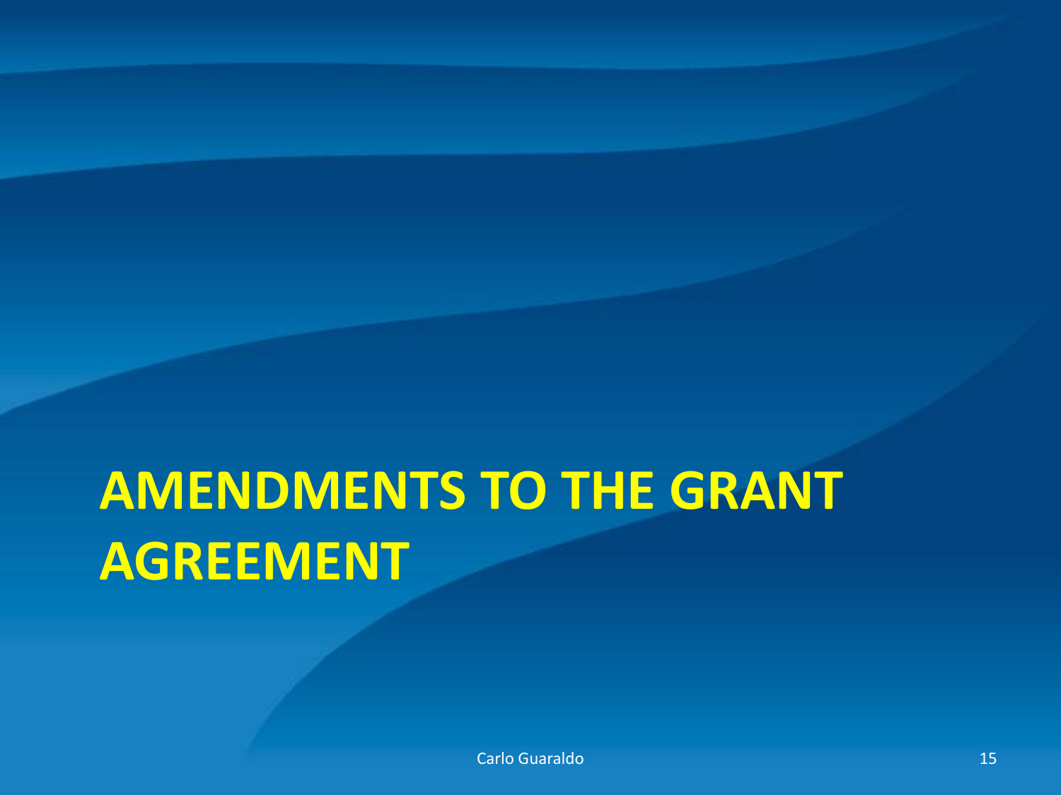# AMENDMENTS TO THE GRANT AGREEMENT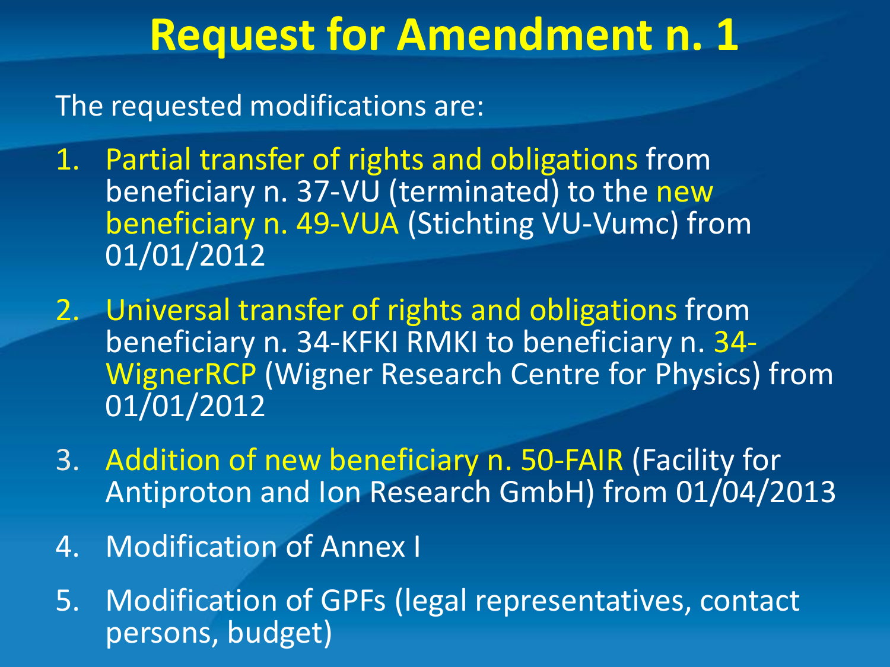# Request for Amendment n. 1

The requested modifications are:

1. Partial transfer of rights and obligations from beneficiary n. 37-VU (terminated) to the new beneficiary n. 49-VUA (Stichting VU-Vumc) from 01/01/2012
2. Universal transfer of rights and obligations from beneficiary n. 34-KFKI RMKI to beneficiary n. 34-WignerRCP (Wigner Research Centre for Physics) from 01/01/2012
3. Addition of new beneficiary n. 50-FAIR (Facility for Antiproton and Ion Research GmbH) from 01/04/2013
4. Modification of Annex I
5. Modification of GPFs (legal representatives, contact persons, budget)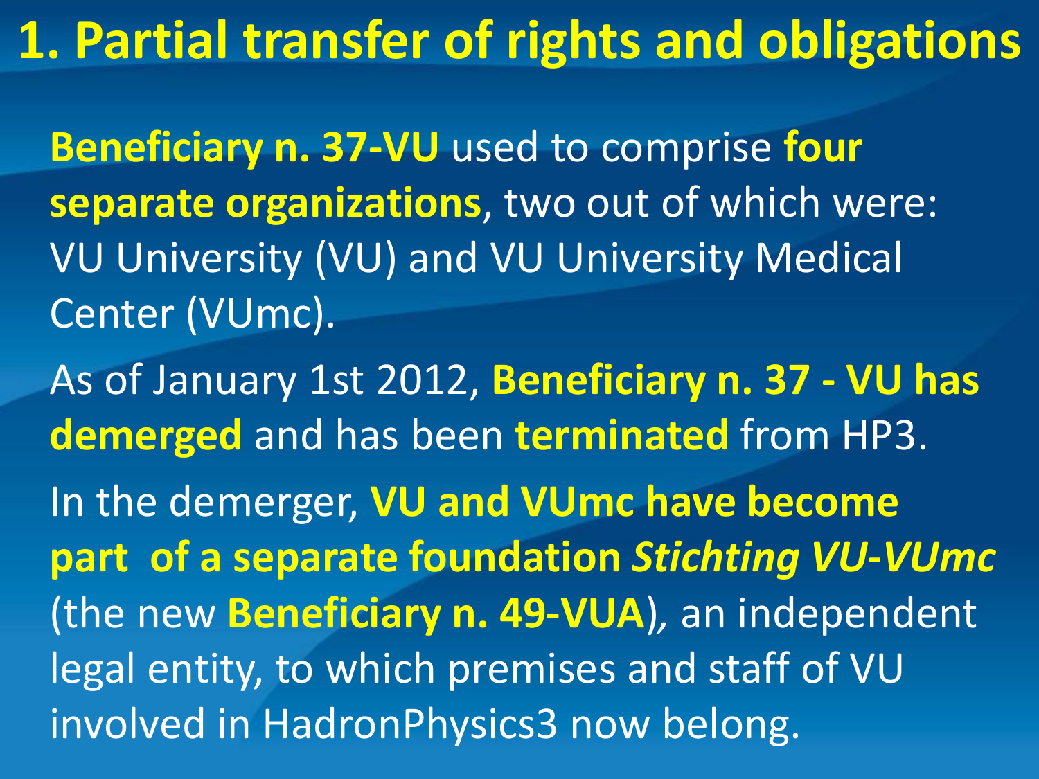# 1. Partial transfer of rights and obligations

**Beneficiary n. 37-VU** used to comprise **four separate organizations**, two out of which were: VU University (VU) and VU University Medical Center (VUmc).

As of January 1st 2012, **Beneficiary n. 37 - VU has demerged** and has been **terminated** from HP3.

In the demerger, **VU and VUmc have become part of a separate foundation *Stichting VU-VUmc*** (the new **Beneficiary n. 49-VUA**), an independent legal entity, to which premises and staff of VU involved in HadronPhysics3 now belong.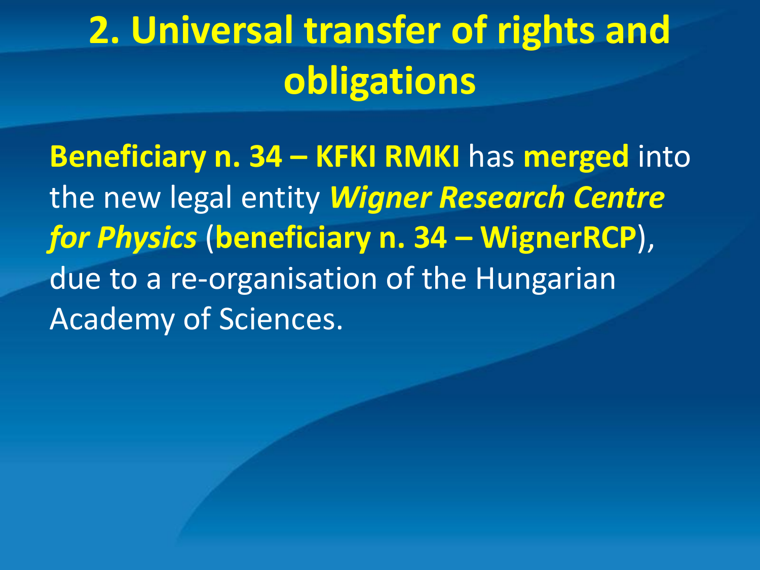# 2. Universal transfer of rights and obligations

**Beneficiary n. 34 – KFKI RMKI** has **merged** into the new legal entity ***Wigner Research Centre for Physics*** (**beneficiary n. 34 – WignerRCP**), due to a re-organisation of the Hungarian Academy of Sciences.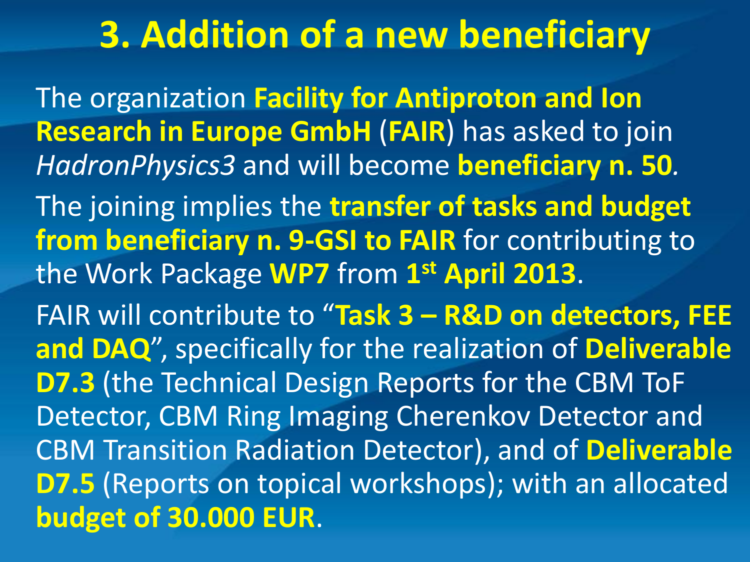# 3. Addition of a new beneficiary

The organization **Facility for Antiproton and Ion Research in Europe GmbH** (**FAIR**) has asked to join *HadronPhysics3* and will become **beneficiary n. 50**.

The joining implies the **transfer of tasks and budget from beneficiary n. 9-GSI to FAIR** for contributing to the Work Package **WP7** from **1st April 2013**.

FAIR will contribute to "**Task 3 – R&D on detectors, FEE and DAQ**", specifically for the realization of **Deliverable D7.3** (the Technical Design Reports for the CBM ToF Detector, CBM Ring Imaging Cherenkov Detector and CBM Transition Radiation Detector), and of **Deliverable D7.5** (Reports on topical workshops); with an allocated **budget of 30.000 EUR**.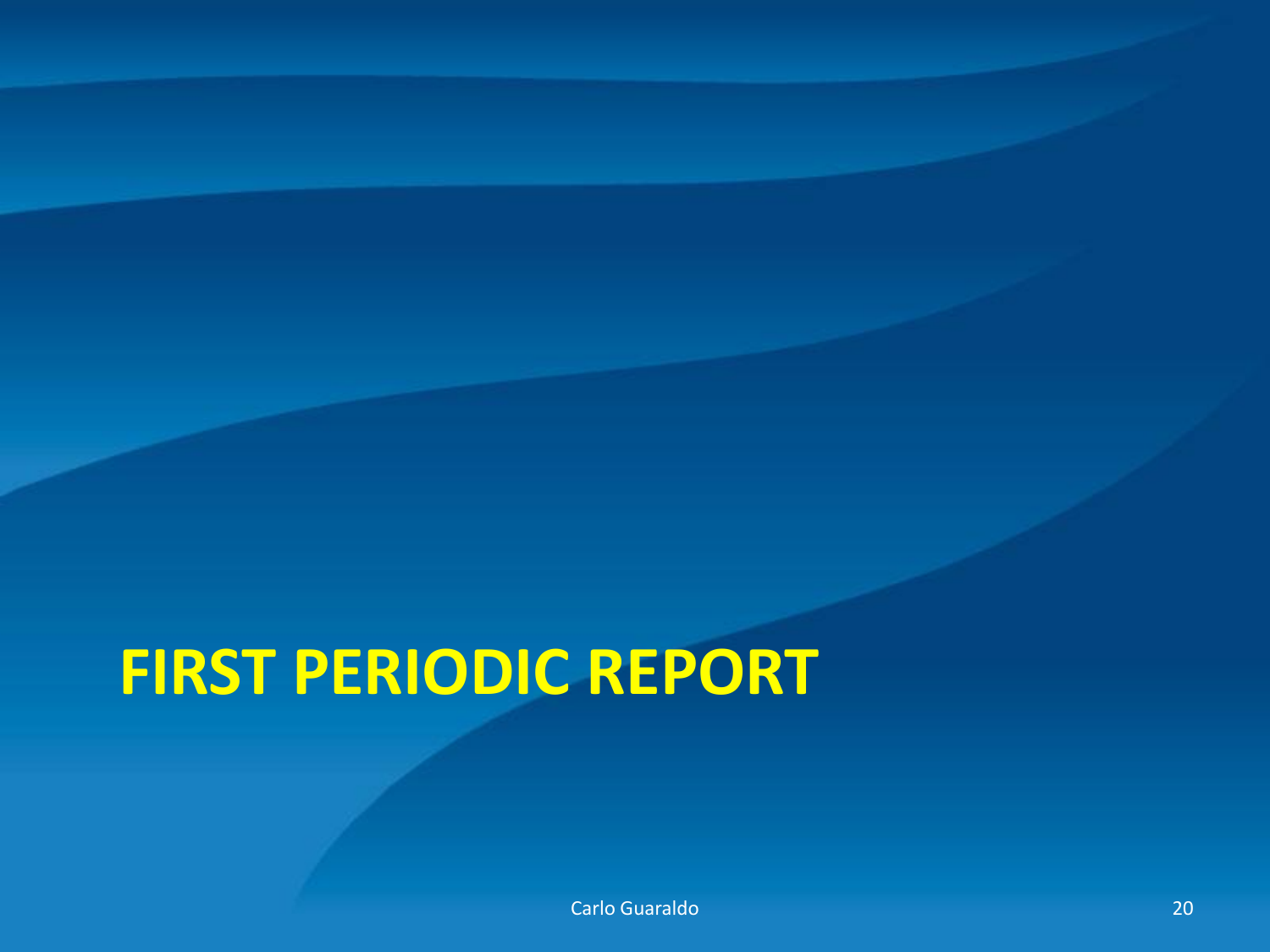# FIRST PERIODIC REPORT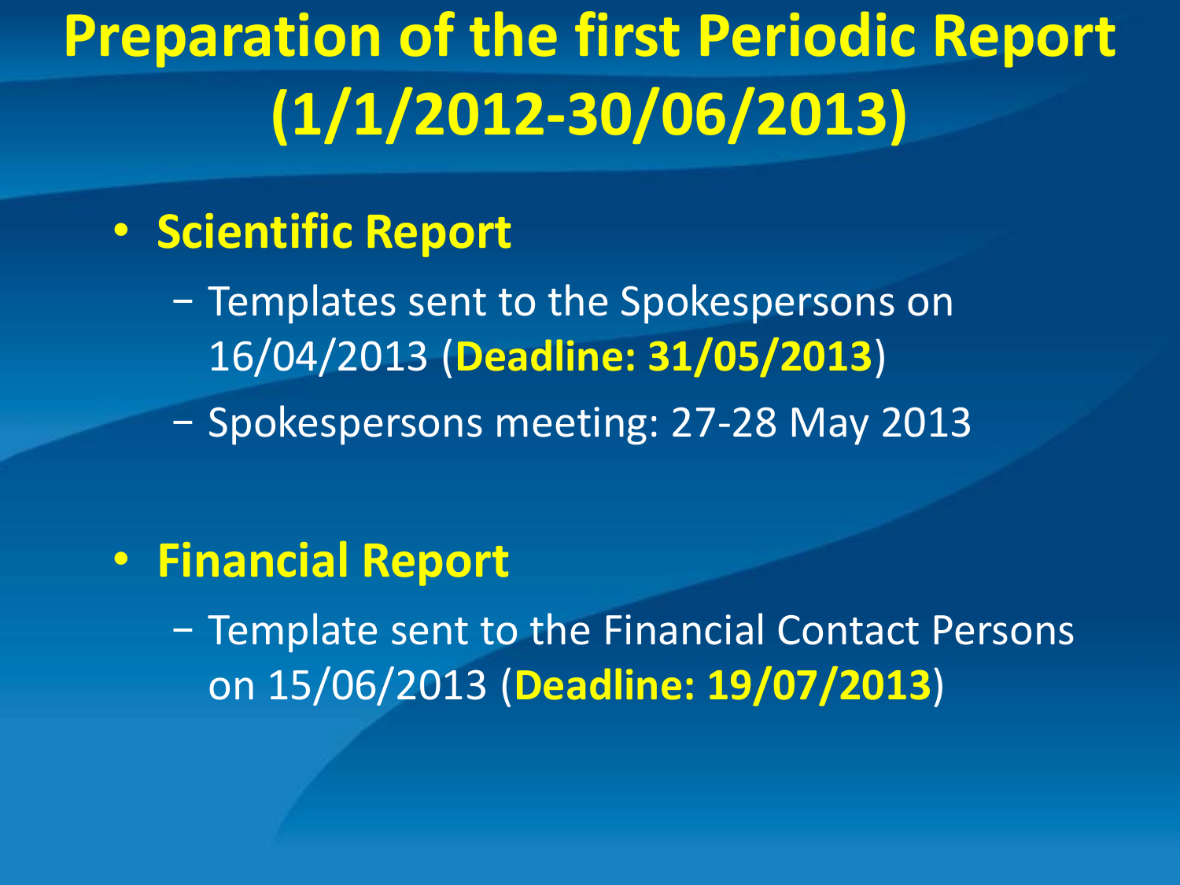# Preparation of the first Periodic Report (1/1/2012-30/06/2013)

- **Scientific Report**
  - Templates sent to the Spokespersons on 16/04/2013 (**Deadline: 31/05/2013**)
  - Spokespersons meeting: 27-28 May 2013

- **Financial Report**
  - Template sent to the Financial Contact Persons on 15/06/2013 (**Deadline: 19/07/2013**)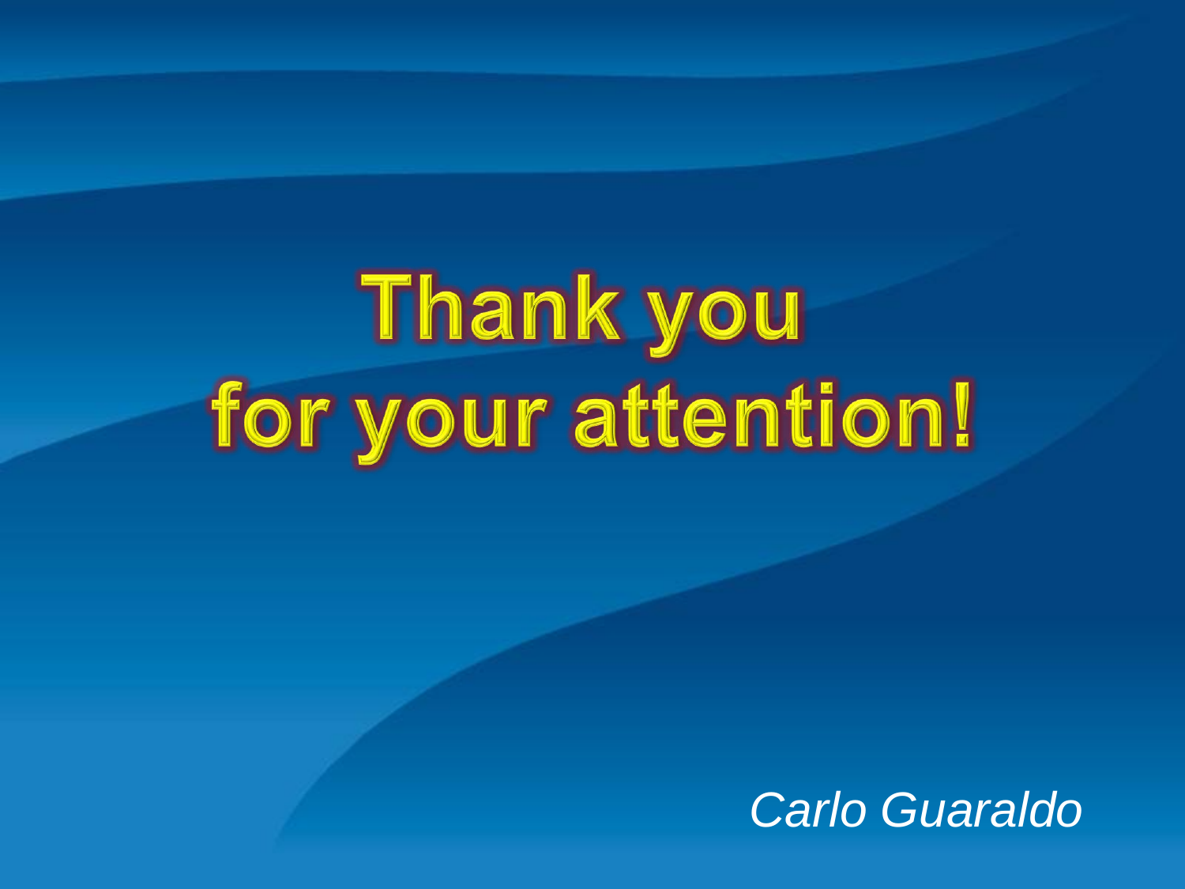# Thank you
# for your attention!

*Carlo Guaraldo*